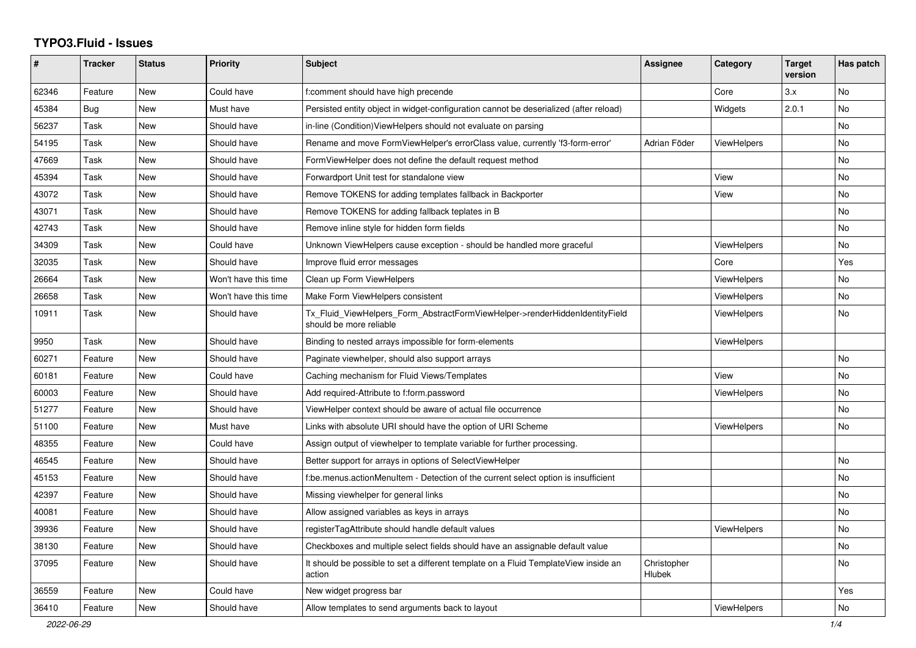# TYPO3.Fluid - Issues

| # | Tracker | Status | Priority | Subject | Assignee | Category | Target version | Has patch |
|---|---|---|---|---|---|---|---|---|
| 62346 | Feature | New | Could have | f:comment should have high precende | | Core | 3.x | No |
| 45384 | Bug | New | Must have | Persisted entity object in widget-configuration cannot be deserialized (after reload) | | Widgets | 2.0.1 | No |
| 56237 | Task | New | Should have | in-line (Condition)ViewHelpers should not evaluate on parsing | | | | No |
| 54195 | Task | New | Should have | Rename and move FormViewHelper's errorClass value, currently 'f3-form-error' | Adrian Föder | ViewHelpers | | No |
| 47669 | Task | New | Should have | FormViewHelper does not define the default request method | | | | No |
| 45394 | Task | New | Should have | Forwardport Unit test for standalone view | | View | | No |
| 43072 | Task | New | Should have | Remove TOKENS for adding templates fallback in Backporter | | View | | No |
| 43071 | Task | New | Should have | Remove TOKENS for adding fallback teplates in B | | | | No |
| 42743 | Task | New | Should have | Remove inline style for hidden form fields | | | | No |
| 34309 | Task | New | Could have | Unknown ViewHelpers cause exception - should be handled more graceful | | ViewHelpers | | No |
| 32035 | Task | New | Should have | Improve fluid error messages | | Core | | Yes |
| 26664 | Task | New | Won't have this time | Clean up Form ViewHelpers | | ViewHelpers | | No |
| 26658 | Task | New | Won't have this time | Make Form ViewHelpers consistent | | ViewHelpers | | No |
| 10911 | Task | New | Should have | Tx_Fluid_ViewHelpers_Form_AbstractFormViewHelper->renderHiddenIdentityField should be more reliable | | ViewHelpers | | No |
| 9950 | Task | New | Should have | Binding to nested arrays impossible for form-elements | | ViewHelpers | | |
| 60271 | Feature | New | Should have | Paginate viewhelper, should also support arrays | | | | No |
| 60181 | Feature | New | Could have | Caching mechanism for Fluid Views/Templates | | View | | No |
| 60003 | Feature | New | Should have | Add required-Attribute to f:form.password | | ViewHelpers | | No |
| 51277 | Feature | New | Should have | ViewHelper context should be aware of actual file occurrence | | | | No |
| 51100 | Feature | New | Must have | Links with absolute URI should have the option of URI Scheme | | ViewHelpers | | No |
| 48355 | Feature | New | Could have | Assign output of viewhelper to template variable for further processing. | | | | |
| 46545 | Feature | New | Should have | Better support for arrays in options of SelectViewHelper | | | | No |
| 45153 | Feature | New | Should have | f:be.menus.actionMenuItem - Detection of the current select option is insufficient | | | | No |
| 42397 | Feature | New | Should have | Missing viewhelper for general links | | | | No |
| 40081 | Feature | New | Should have | Allow assigned variables as keys in arrays | | | | No |
| 39936 | Feature | New | Should have | registerTagAttribute should handle default values | | ViewHelpers | | No |
| 38130 | Feature | New | Should have | Checkboxes and multiple select fields should have an assignable default value | | | | No |
| 37095 | Feature | New | Should have | It should be possible to set a different template on a Fluid TemplateView inside an action | Christopher Hlubek | | | No |
| 36559 | Feature | New | Could have | New widget progress bar | | | | Yes |
| 36410 | Feature | New | Should have | Allow templates to send arguments back to layout | | ViewHelpers | | No |

2022-06-29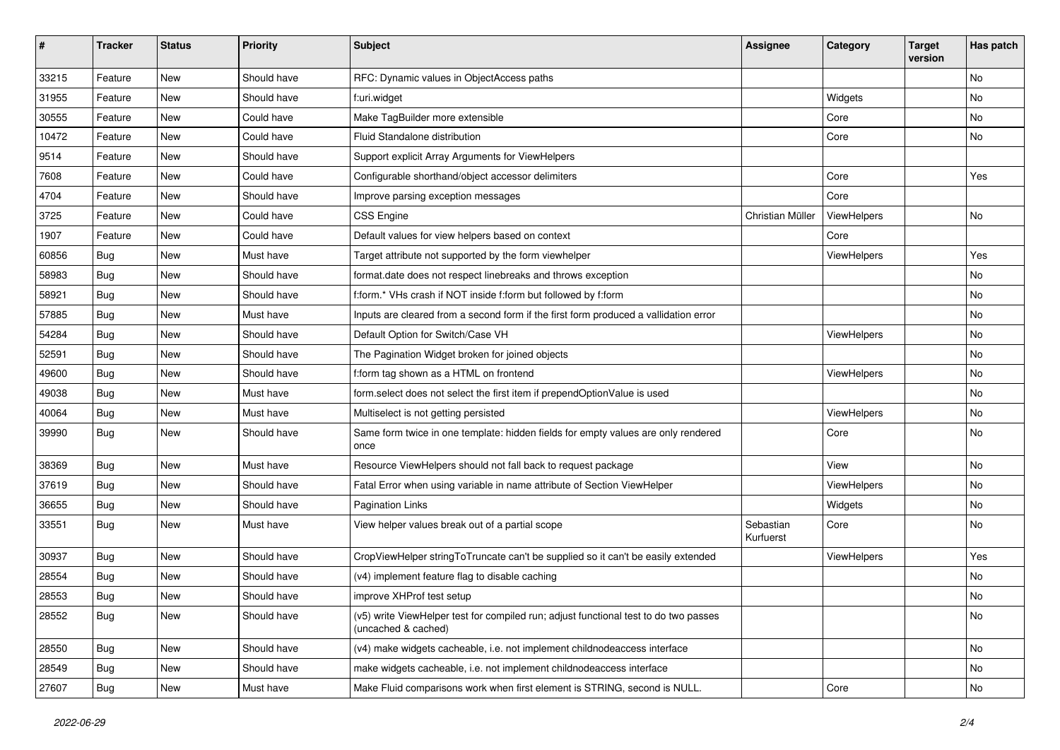| # | Tracker | Status | Priority | Subject | Assignee | Category | Target version | Has patch |
|---|---|---|---|---|---|---|---|---|
| 33215 | Feature | New | Should have | RFC: Dynamic values in ObjectAccess paths | | | | No |
| 31955 | Feature | New | Should have | f:uri.widget | | Widgets | | No |
| 30555 | Feature | New | Could have | Make TagBuilder more extensible | | Core | | No |
| 10472 | Feature | New | Could have | Fluid Standalone distribution | | Core | | No |
| 9514 | Feature | New | Should have | Support explicit Array Arguments for ViewHelpers | | | | |
| 7608 | Feature | New | Could have | Configurable shorthand/object accessor delimiters | | Core | | Yes |
| 4704 | Feature | New | Should have | Improve parsing exception messages | | Core | | |
| 3725 | Feature | New | Could have | CSS Engine | Christian Müller | ViewHelpers | | No |
| 1907 | Feature | New | Could have | Default values for view helpers based on context | | Core | | |
| 60856 | Bug | New | Must have | Target attribute not supported by the form viewhelper | | ViewHelpers | | Yes |
| 58983 | Bug | New | Should have | format.date does not respect linebreaks and throws exception | | | | No |
| 58921 | Bug | New | Should have | f:form.* VHs crash if NOT inside f:form but followed by f:form | | | | No |
| 57885 | Bug | New | Must have | Inputs are cleared from a second form if the first form produced a vallidation error | | | | No |
| 54284 | Bug | New | Should have | Default Option for Switch/Case VH | | ViewHelpers | | No |
| 52591 | Bug | New | Should have | The Pagination Widget broken for joined objects | | | | No |
| 49600 | Bug | New | Should have | f:form tag shown as a HTML on frontend | | ViewHelpers | | No |
| 49038 | Bug | New | Must have | form.select does not select the first item if prependOptionValue is used | | | | No |
| 40064 | Bug | New | Must have | Multiselect is not getting persisted | | ViewHelpers | | No |
| 39990 | Bug | New | Should have | Same form twice in one template: hidden fields for empty values are only rendered once | | Core | | No |
| 38369 | Bug | New | Must have | Resource ViewHelpers should not fall back to request package | | View | | No |
| 37619 | Bug | New | Should have | Fatal Error when using variable in name attribute of Section ViewHelper | | ViewHelpers | | No |
| 36655 | Bug | New | Should have | Pagination Links | | Widgets | | No |
| 33551 | Bug | New | Must have | View helper values break out of a partial scope | Sebastian Kurfuerst | Core | | No |
| 30937 | Bug | New | Should have | CropViewHelper stringToTruncate can't be supplied so it can't be easily extended | | ViewHelpers | | Yes |
| 28554 | Bug | New | Should have | (v4) implement feature flag to disable caching | | | | No |
| 28553 | Bug | New | Should have | improve XHProf test setup | | | | No |
| 28552 | Bug | New | Should have | (v5) write ViewHelper test for compiled run; adjust functional test to do two passes (uncached & cached) | | | | No |
| 28550 | Bug | New | Should have | (v4) make widgets cacheable, i.e. not implement childnodeaccess interface | | | | No |
| 28549 | Bug | New | Should have | make widgets cacheable, i.e. not implement childnodeaccess interface | | | | No |
| 27607 | Bug | New | Must have | Make Fluid comparisons work when first element is STRING, second is NULL. | | Core | | No |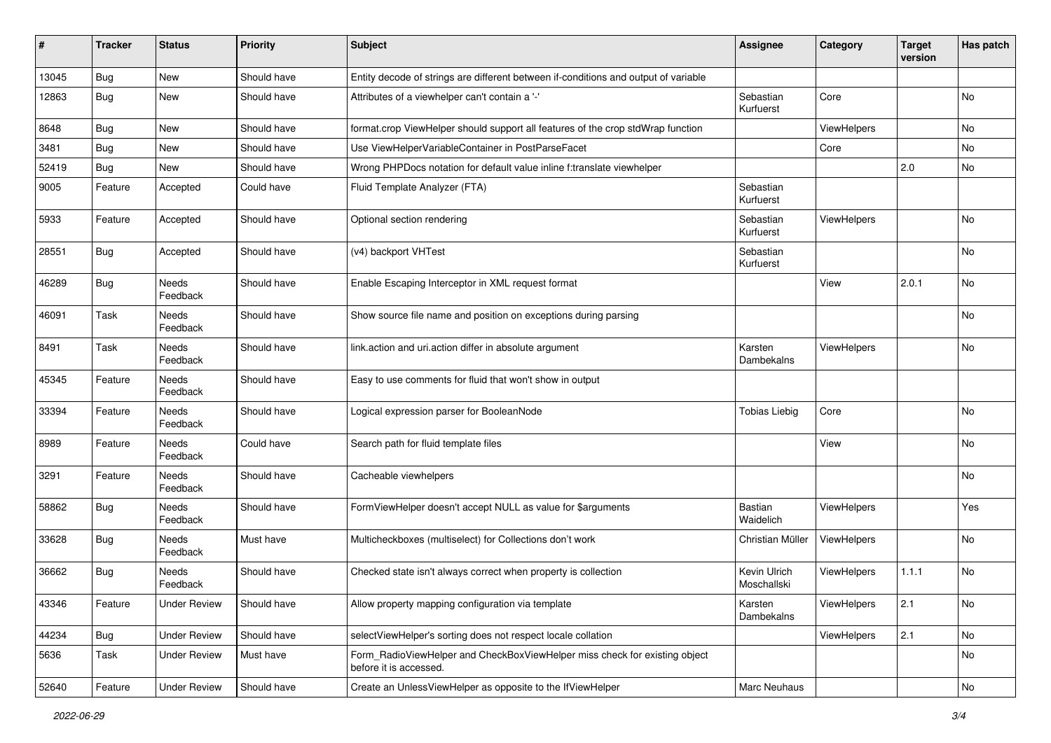| # | Tracker | Status | Priority | Subject | Assignee | Category | Target version | Has patch |
|---|---|---|---|---|---|---|---|---|
| 13045 | Bug | New | Should have | Entity decode of strings are different between if-conditions and output of variable | | | | |
| 12863 | Bug | New | Should have | Attributes of a viewhelper can't contain a '-' | Sebastian Kurfuerst | Core | | No |
| 8648 | Bug | New | Should have | format.crop ViewHelper should support all features of the crop stdWrap function | | ViewHelpers | | No |
| 3481 | Bug | New | Should have | Use ViewHelperVariableContainer in PostParseFacet | | Core | | No |
| 52419 | Bug | New | Should have | Wrong PHPDocs notation for default value inline f:translate viewhelper | | | 2.0 | No |
| 9005 | Feature | Accepted | Could have | Fluid Template Analyzer (FTA) | Sebastian Kurfuerst | | | |
| 5933 | Feature | Accepted | Should have | Optional section rendering | Sebastian Kurfuerst | ViewHelpers | | No |
| 28551 | Bug | Accepted | Should have | (v4) backport VHTest | Sebastian Kurfuerst | | | No |
| 46289 | Bug | Needs Feedback | Should have | Enable Escaping Interceptor in XML request format | | View | 2.0.1 | No |
| 46091 | Task | Needs Feedback | Should have | Show source file name and position on exceptions during parsing | | | | No |
| 8491 | Task | Needs Feedback | Should have | link.action and uri.action differ in absolute argument | Karsten Dambekalns | ViewHelpers | | No |
| 45345 | Feature | Needs Feedback | Should have | Easy to use comments for fluid that won't show in output | | | | |
| 33394 | Feature | Needs Feedback | Should have | Logical expression parser for BooleanNode | Tobias Liebig | Core | | No |
| 8989 | Feature | Needs Feedback | Could have | Search path for fluid template files | | View | | No |
| 3291 | Feature | Needs Feedback | Should have | Cacheable viewhelpers | | | | No |
| 58862 | Bug | Needs Feedback | Should have | FormViewHelper doesn't accept NULL as value for $arguments | Bastian Waidelich | ViewHelpers | | Yes |
| 33628 | Bug | Needs Feedback | Must have | Multicheckboxes (multiselect) for Collections don't work | Christian Müller | ViewHelpers | | No |
| 36662 | Bug | Needs Feedback | Should have | Checked state isn't always correct when property is collection | Kevin Ulrich Moschallski | ViewHelpers | 1.1.1 | No |
| 43346 | Feature | Under Review | Should have | Allow property mapping configuration via template | Karsten Dambekalns | ViewHelpers | 2.1 | No |
| 44234 | Bug | Under Review | Should have | selectViewHelper's sorting does not respect locale collation | | ViewHelpers | 2.1 | No |
| 5636 | Task | Under Review | Must have | Form_RadioViewHelper and CheckBoxViewHelper miss check for existing object before it is accessed. | | | | No |
| 52640 | Feature | Under Review | Should have | Create an UnlessViewHelper as opposite to the IfViewHelper | Marc Neuhaus | | | No |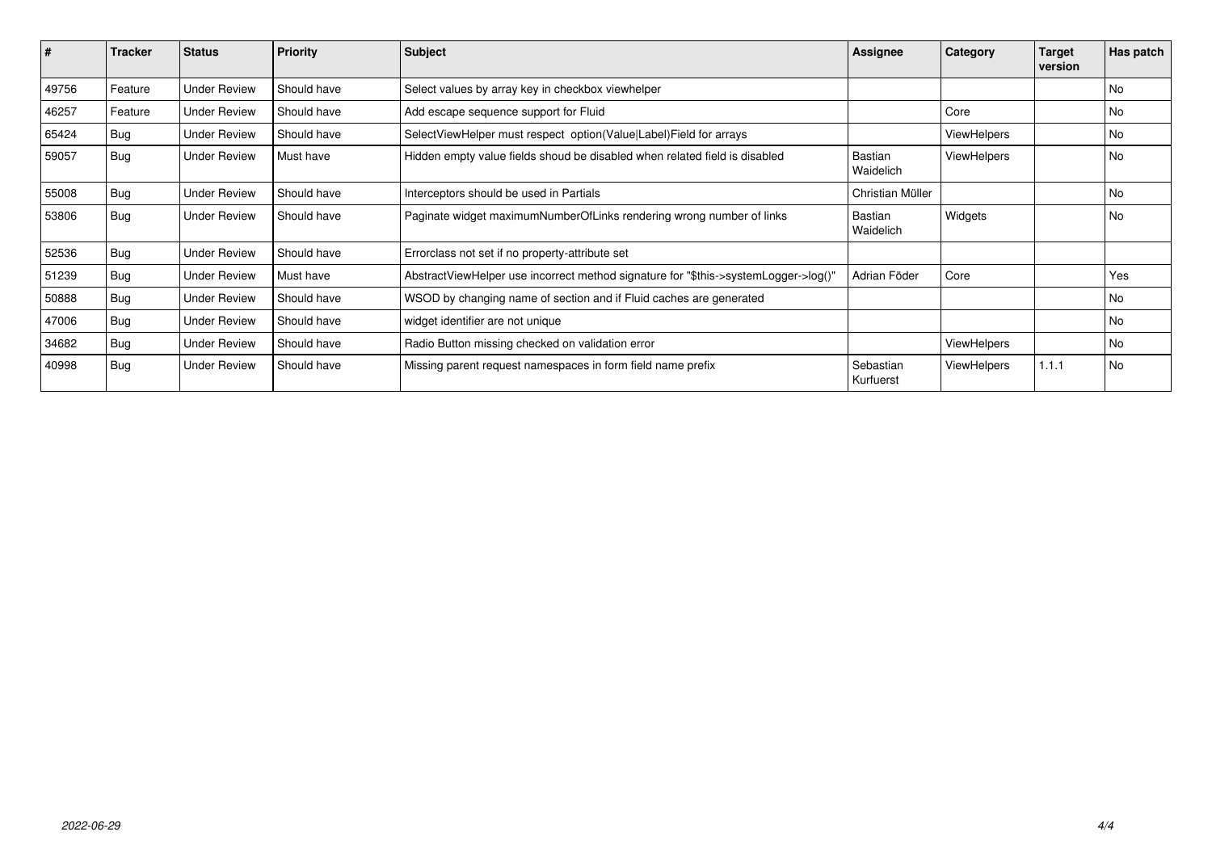| # | Tracker | Status | Priority | Subject | Assignee | Category | Target version | Has patch |
|---|---|---|---|---|---|---|---|---|
| 49756 | Feature | Under Review | Should have | Select values by array key in checkbox viewhelper | | | | No |
| 46257 | Feature | Under Review | Should have | Add escape sequence support for Fluid | | Core | | No |
| 65424 | Bug | Under Review | Should have | SelectViewHelper must respect option(Value|Label)Field for arrays | | ViewHelpers | | No |
| 59057 | Bug | Under Review | Must have | Hidden empty value fields shoud be disabled when related field is disabled | Bastian Waidelich | ViewHelpers | | No |
| 55008 | Bug | Under Review | Should have | Interceptors should be used in Partials | Christian Müller | | | No |
| 53806 | Bug | Under Review | Should have | Paginate widget maximumNumberOfLinks rendering wrong number of links | Bastian Waidelich | Widgets | | No |
| 52536 | Bug | Under Review | Should have | Errorclass not set if no property-attribute set | | | | |
| 51239 | Bug | Under Review | Must have | AbstractViewHelper use incorrect method signature for "$this->systemLogger->log()" | Adrian Föder | Core | | Yes |
| 50888 | Bug | Under Review | Should have | WSOD by changing name of section and if Fluid caches are generated | | | | No |
| 47006 | Bug | Under Review | Should have | widget identifier are not unique | | | | No |
| 34682 | Bug | Under Review | Should have | Radio Button missing checked on validation error | | ViewHelpers | | No |
| 40998 | Bug | Under Review | Should have | Missing parent request namespaces in form field name prefix | Sebastian Kurfuerst | ViewHelpers | 1.1.1 | No |